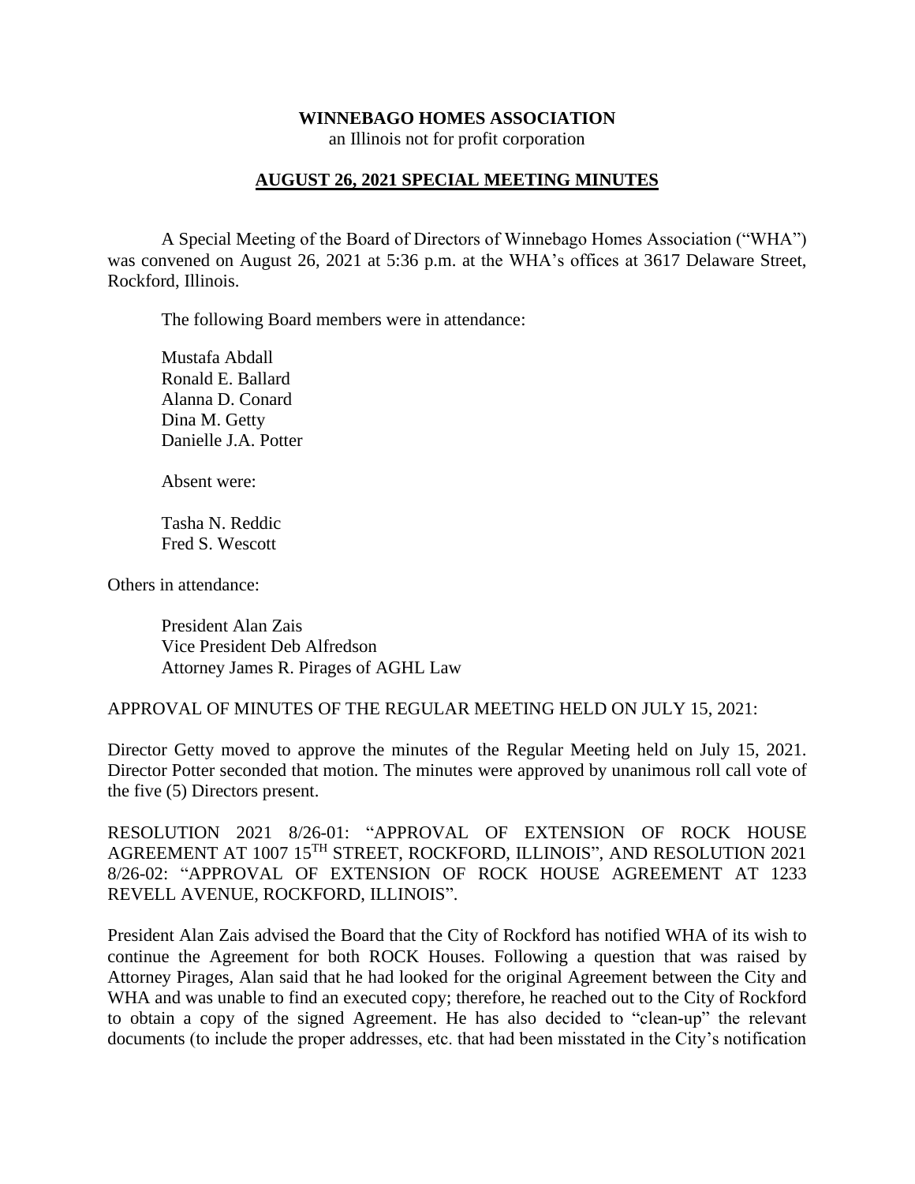# WINNEBAGO HOMES ASSOCIATION

an Illinois not for profit corporation

## AUGUST 26, 2021 SPECIAL MEETING MINUTES

A Special Meeting of the Board of Directors of Winnebago Homes Association ("WHA") was convened on August 26, 2021 at 5:36 p.m. at the WHA's offices at 3617 Delaware Street, Rockford, Illinois.

The following Board members were in attendance:

Mustafa Abdall
Ronald E. Ballard
Alanna D. Conard
Dina M. Getty
Danielle J.A. Potter

Absent were:

Tasha N. Reddic
Fred S. Wescott

Others in attendance:

President Alan Zais
Vice President Deb Alfredson
Attorney James R. Pirages of AGHL Law

APPROVAL OF MINUTES OF THE REGULAR MEETING HELD ON JULY 15, 2021:

Director Getty moved to approve the minutes of the Regular Meeting held on July 15, 2021. Director Potter seconded that motion. The minutes were approved by unanimous roll call vote of the five (5) Directors present.

RESOLUTION 2021 8/26-01: "APPROVAL OF EXTENSION OF ROCK HOUSE AGREEMENT AT 1007 15TH STREET, ROCKFORD, ILLINOIS", AND RESOLUTION 2021 8/26-02: "APPROVAL OF EXTENSION OF ROCK HOUSE AGREEMENT AT 1233 REVELL AVENUE, ROCKFORD, ILLINOIS".

President Alan Zais advised the Board that the City of Rockford has notified WHA of its wish to continue the Agreement for both ROCK Houses. Following a question that was raised by Attorney Pirages, Alan said that he had looked for the original Agreement between the City and WHA and was unable to find an executed copy; therefore, he reached out to the City of Rockford to obtain a copy of the signed Agreement. He has also decided to "clean-up" the relevant documents (to include the proper addresses, etc. that had been misstated in the City's notification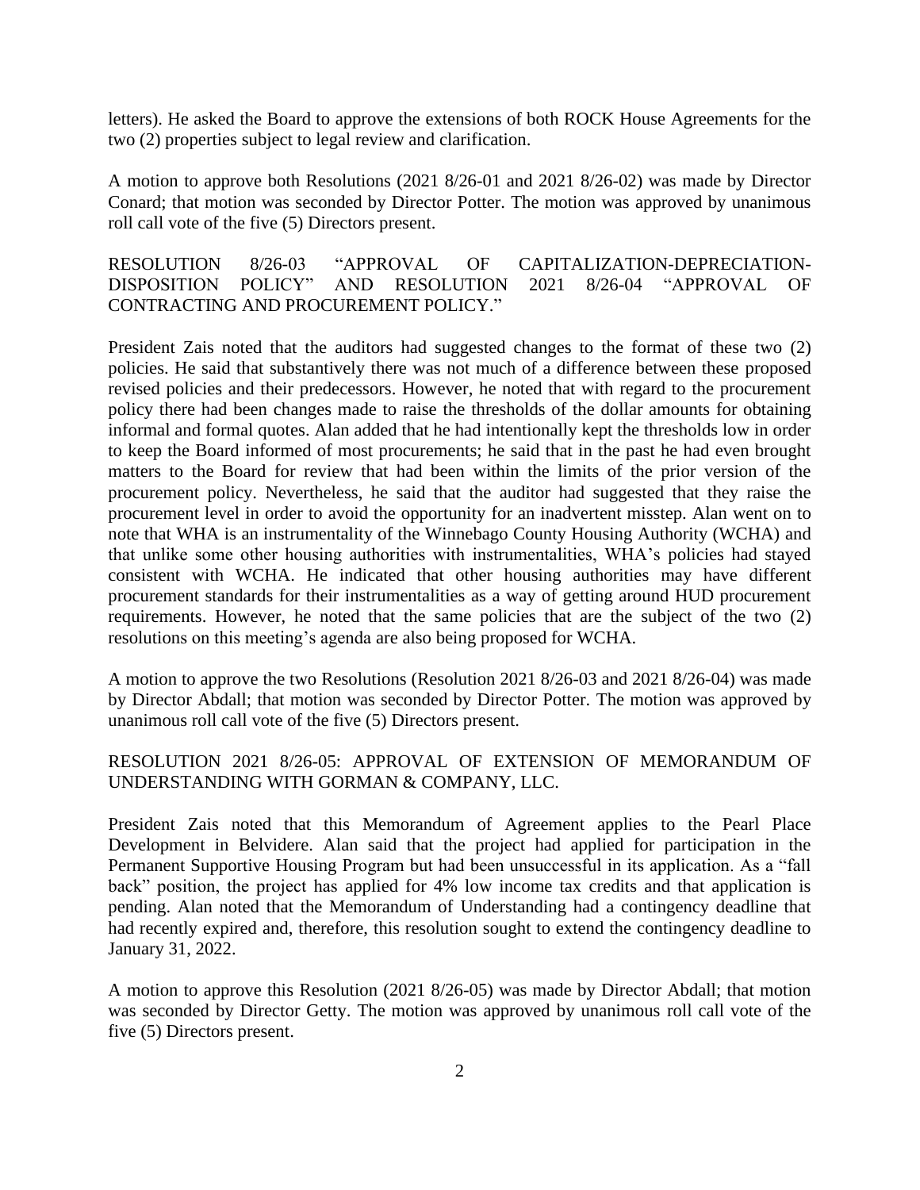letters). He asked the Board to approve the extensions of both ROCK House Agreements for the two (2) properties subject to legal review and clarification.

A motion to approve both Resolutions (2021 8/26-01 and 2021 8/26-02) was made by Director Conard; that motion was seconded by Director Potter. The motion was approved by unanimous roll call vote of the five (5) Directors present.

RESOLUTION 8/26-03 "APPROVAL OF CAPITALIZATION-DEPRECIATION-DISPOSITION POLICY" AND RESOLUTION 2021 8/26-04 "APPROVAL OF CONTRACTING AND PROCUREMENT POLICY."

President Zais noted that the auditors had suggested changes to the format of these two (2) policies. He said that substantively there was not much of a difference between these proposed revised policies and their predecessors. However, he noted that with regard to the procurement policy there had been changes made to raise the thresholds of the dollar amounts for obtaining informal and formal quotes. Alan added that he had intentionally kept the thresholds low in order to keep the Board informed of most procurements; he said that in the past he had even brought matters to the Board for review that had been within the limits of the prior version of the procurement policy. Nevertheless, he said that the auditor had suggested that they raise the procurement level in order to avoid the opportunity for an inadvertent misstep. Alan went on to note that WHA is an instrumentality of the Winnebago County Housing Authority (WCHA) and that unlike some other housing authorities with instrumentalities, WHA's policies had stayed consistent with WCHA. He indicated that other housing authorities may have different procurement standards for their instrumentalities as a way of getting around HUD procurement requirements. However, he noted that the same policies that are the subject of the two (2) resolutions on this meeting's agenda are also being proposed for WCHA.

A motion to approve the two Resolutions (Resolution 2021 8/26-03 and 2021 8/26-04) was made by Director Abdall; that motion was seconded by Director Potter. The motion was approved by unanimous roll call vote of the five (5) Directors present.

RESOLUTION 2021 8/26-05: APPROVAL OF EXTENSION OF MEMORANDUM OF UNDERSTANDING WITH GORMAN & COMPANY, LLC.

President Zais noted that this Memorandum of Agreement applies to the Pearl Place Development in Belvidere. Alan said that the project had applied for participation in the Permanent Supportive Housing Program but had been unsuccessful in its application. As a "fall back" position, the project has applied for 4% low income tax credits and that application is pending. Alan noted that the Memorandum of Understanding had a contingency deadline that had recently expired and, therefore, this resolution sought to extend the contingency deadline to January 31, 2022.

A motion to approve this Resolution (2021 8/26-05) was made by Director Abdall; that motion was seconded by Director Getty. The motion was approved by unanimous roll call vote of the five (5) Directors present.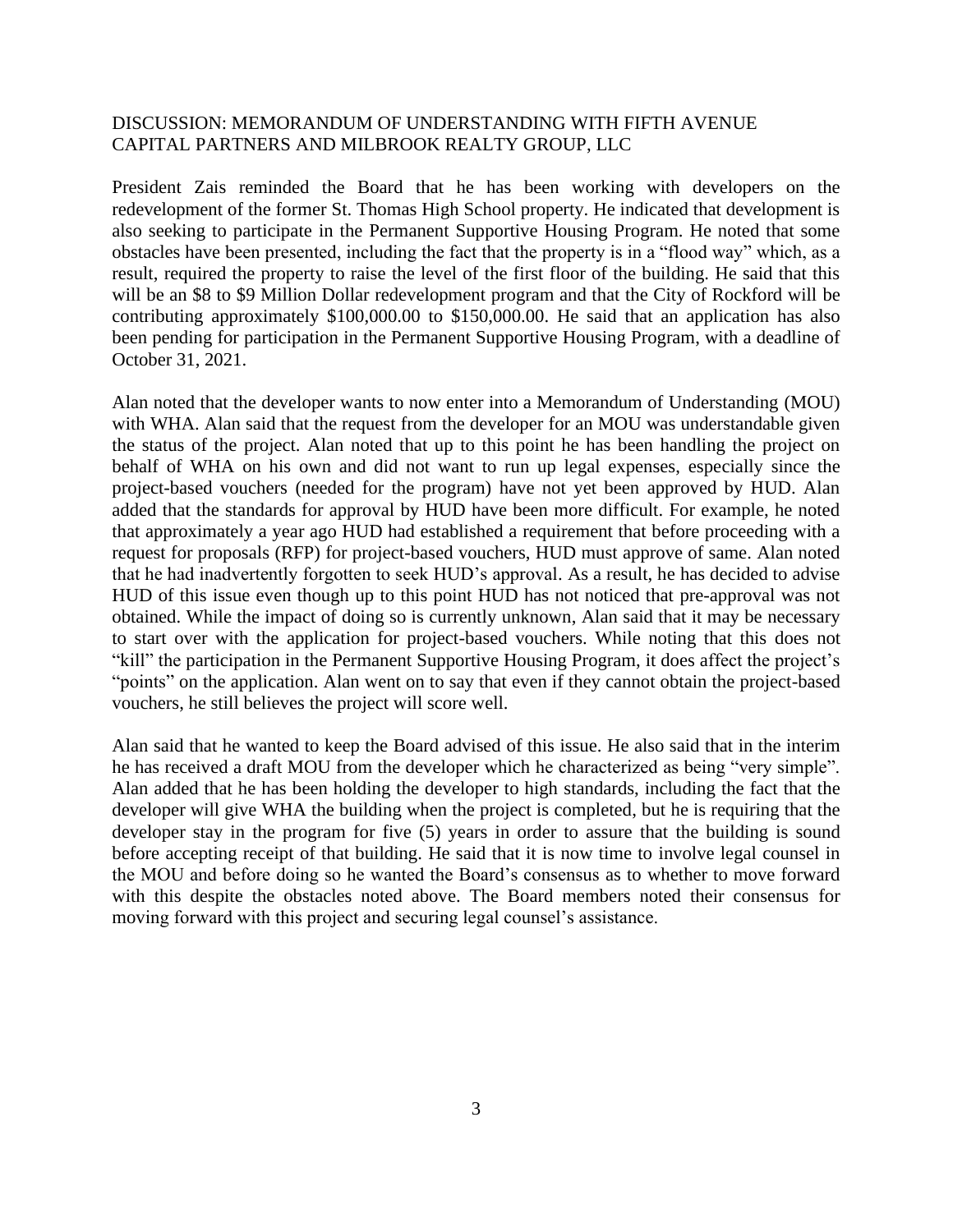## DISCUSSION: MEMORANDUM OF UNDERSTANDING WITH FIFTH AVENUE CAPITAL PARTNERS AND MILBROOK REALTY GROUP, LLC

President Zais reminded the Board that he has been working with developers on the redevelopment of the former St. Thomas High School property. He indicated that development is also seeking to participate in the Permanent Supportive Housing Program. He noted that some obstacles have been presented, including the fact that the property is in a "flood way" which, as a result, required the property to raise the level of the first floor of the building. He said that this will be an $8 to $9 Million Dollar redevelopment program and that the City of Rockford will be contributing approximately $100,000.00 to $150,000.00. He said that an application has also been pending for participation in the Permanent Supportive Housing Program, with a deadline of October 31, 2021.

Alan noted that the developer wants to now enter into a Memorandum of Understanding (MOU) with WHA. Alan said that the request from the developer for an MOU was understandable given the status of the project. Alan noted that up to this point he has been handling the project on behalf of WHA on his own and did not want to run up legal expenses, especially since the project-based vouchers (needed for the program) have not yet been approved by HUD. Alan added that the standards for approval by HUD have been more difficult. For example, he noted that approximately a year ago HUD had established a requirement that before proceeding with a request for proposals (RFP) for project-based vouchers, HUD must approve of same. Alan noted that he had inadvertently forgotten to seek HUD's approval. As a result, he has decided to advise HUD of this issue even though up to this point HUD has not noticed that pre-approval was not obtained. While the impact of doing so is currently unknown, Alan said that it may be necessary to start over with the application for project-based vouchers. While noting that this does not "kill" the participation in the Permanent Supportive Housing Program, it does affect the project's "points" on the application. Alan went on to say that even if they cannot obtain the project-based vouchers, he still believes the project will score well.

Alan said that he wanted to keep the Board advised of this issue. He also said that in the interim he has received a draft MOU from the developer which he characterized as being "very simple". Alan added that he has been holding the developer to high standards, including the fact that the developer will give WHA the building when the project is completed, but he is requiring that the developer stay in the program for five (5) years in order to assure that the building is sound before accepting receipt of that building. He said that it is now time to involve legal counsel in the MOU and before doing so he wanted the Board's consensus as to whether to move forward with this despite the obstacles noted above. The Board members noted their consensus for moving forward with this project and securing legal counsel's assistance.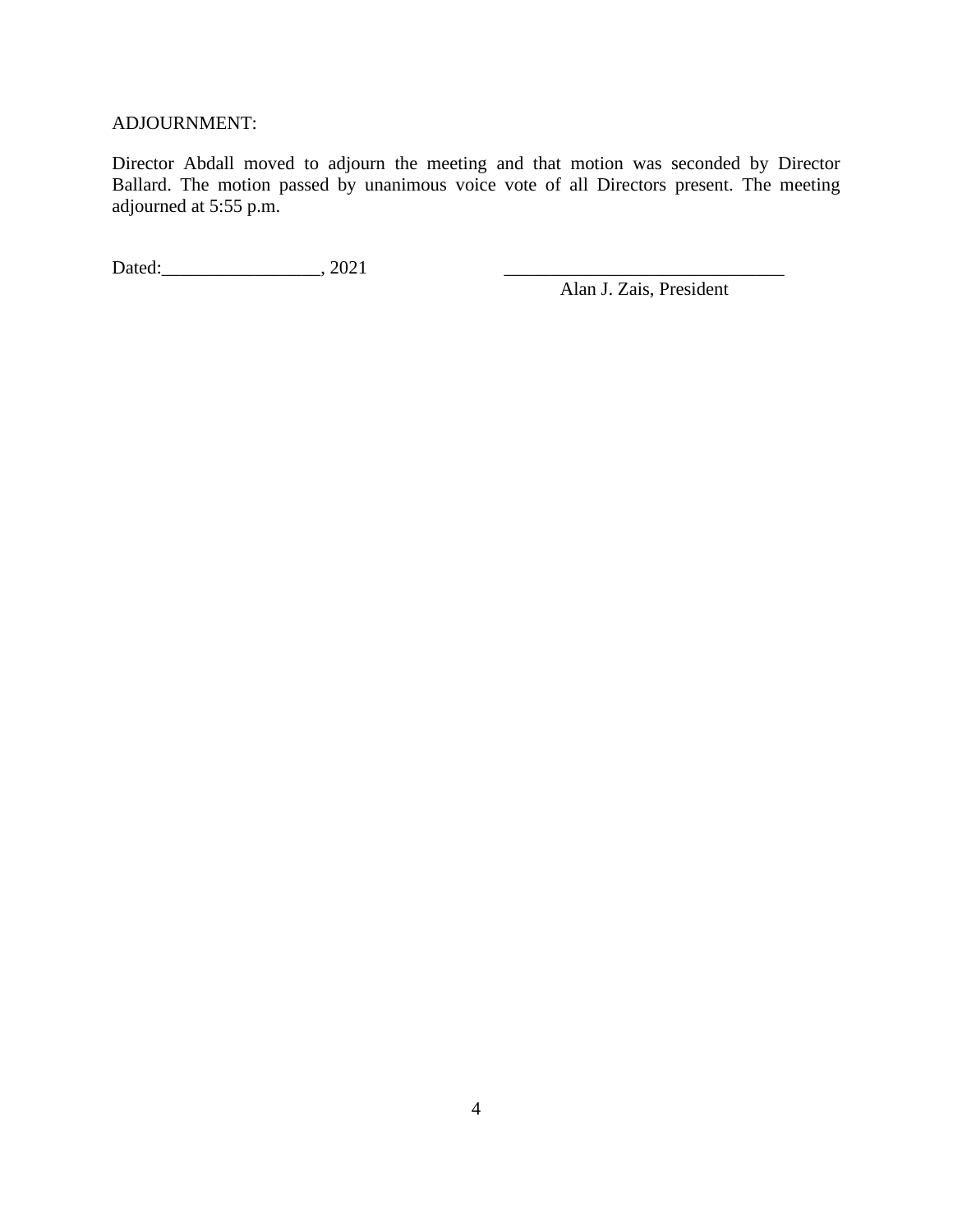ADJOURNMENT:

Director Abdall moved to adjourn the meeting and that motion was seconded by Director Ballard. The motion passed by unanimous voice vote of all Directors present. The meeting adjourned at 5:55 p.m.

Dated:_________________, 2021

_______________________________
Alan J. Zais, President